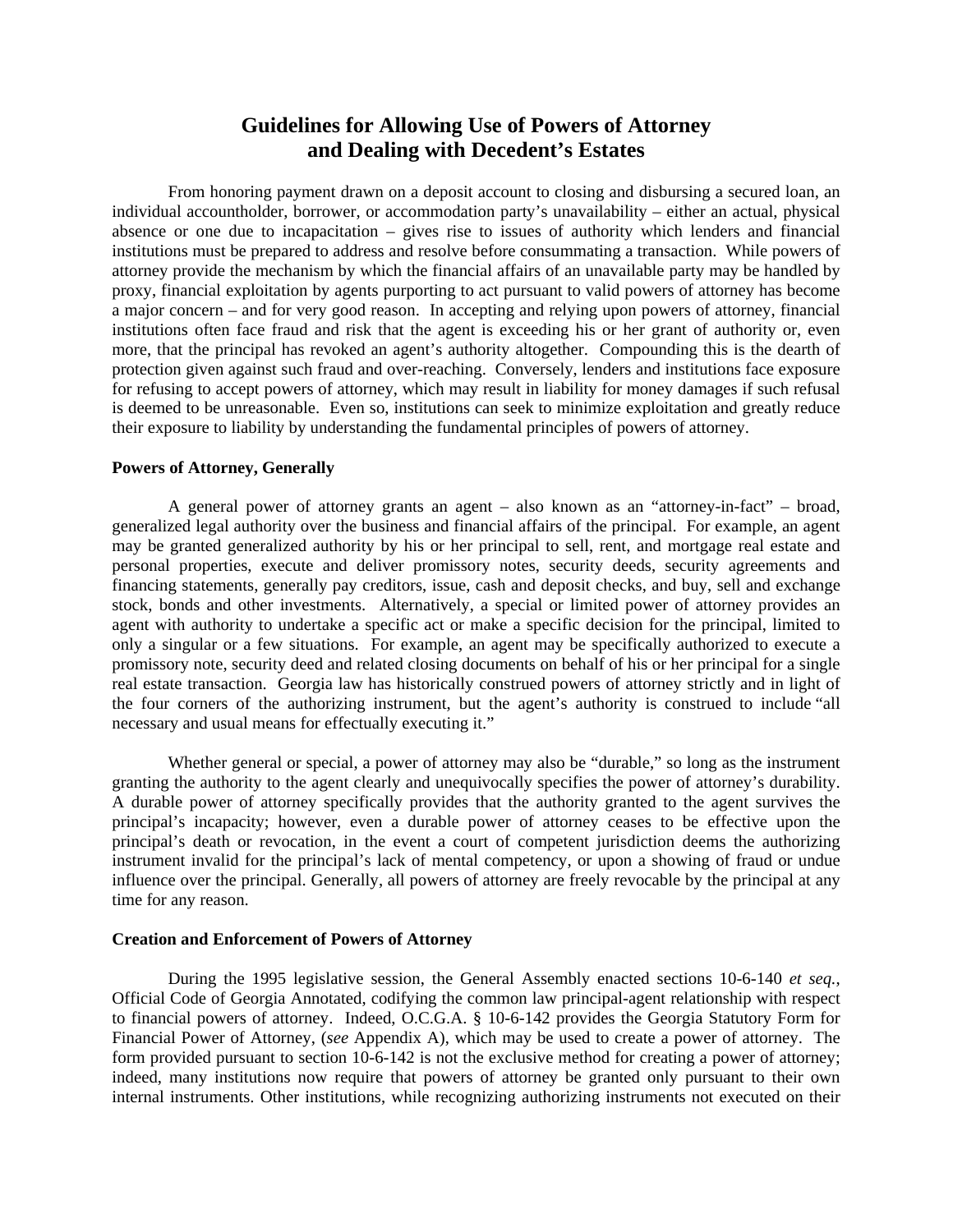# Guidelines for Allowing Use of Powers of Attorney and Dealing with Decedent's Estates

From honoring payment drawn on a deposit account to closing and disbursing a secured loan, an individual accountholder, borrower, or accommodation party's unavailability – either an actual, physical absence or one due to incapacitation – gives rise to issues of authority which lenders and financial institutions must be prepared to address and resolve before consummating a transaction. While powers of attorney provide the mechanism by which the financial affairs of an unavailable party may be handled by proxy, financial exploitation by agents purporting to act pursuant to valid powers of attorney has become a major concern – and for very good reason. In accepting and relying upon powers of attorney, financial institutions often face fraud and risk that the agent is exceeding his or her grant of authority or, even more, that the principal has revoked an agent's authority altogether. Compounding this is the dearth of protection given against such fraud and over-reaching. Conversely, lenders and institutions face exposure for refusing to accept powers of attorney, which may result in liability for money damages if such refusal is deemed to be unreasonable. Even so, institutions can seek to minimize exploitation and greatly reduce their exposure to liability by understanding the fundamental principles of powers of attorney.

**Powers of Attorney, Generally**

A general power of attorney grants an agent – also known as an "attorney-in-fact" – broad, generalized legal authority over the business and financial affairs of the principal. For example, an agent may be granted generalized authority by his or her principal to sell, rent, and mortgage real estate and personal properties, execute and deliver promissory notes, security deeds, security agreements and financing statements, generally pay creditors, issue, cash and deposit checks, and buy, sell and exchange stock, bonds and other investments. Alternatively, a special or limited power of attorney provides an agent with authority to undertake a specific act or make a specific decision for the principal, limited to only a singular or a few situations. For example, an agent may be specifically authorized to execute a promissory note, security deed and related closing documents on behalf of his or her principal for a single real estate transaction. Georgia law has historically construed powers of attorney strictly and in light of the four corners of the authorizing instrument, but the agent's authority is construed to include "all necessary and usual means for effectually executing it."

Whether general or special, a power of attorney may also be "durable," so long as the instrument granting the authority to the agent clearly and unequivocally specifies the power of attorney's durability. A durable power of attorney specifically provides that the authority granted to the agent survives the principal's incapacity; however, even a durable power of attorney ceases to be effective upon the principal's death or revocation, in the event a court of competent jurisdiction deems the authorizing instrument invalid for the principal's lack of mental competency, or upon a showing of fraud or undue influence over the principal. Generally, all powers of attorney are freely revocable by the principal at any time for any reason.

**Creation and Enforcement of Powers of Attorney**

During the 1995 legislative session, the General Assembly enacted sections 10-6-140 *et seq.*, Official Code of Georgia Annotated, codifying the common law principal-agent relationship with respect to financial powers of attorney. Indeed, O.C.G.A. § 10-6-142 provides the Georgia Statutory Form for Financial Power of Attorney, (*see* Appendix A), which may be used to create a power of attorney. The form provided pursuant to section 10-6-142 is not the exclusive method for creating a power of attorney; indeed, many institutions now require that powers of attorney be granted only pursuant to their own internal instruments. Other institutions, while recognizing authorizing instruments not executed on their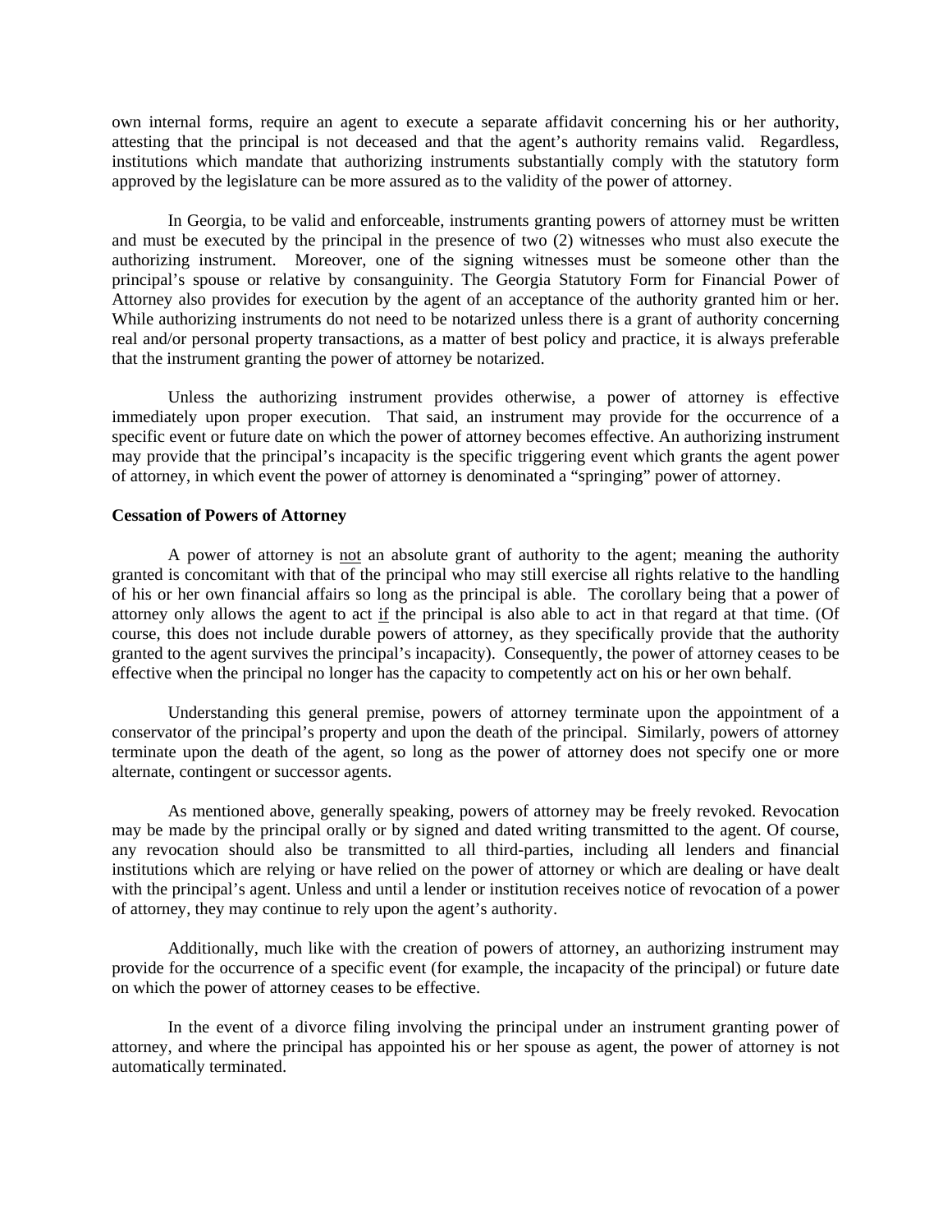own internal forms, require an agent to execute a separate affidavit concerning his or her authority, attesting that the principal is not deceased and that the agent's authority remains valid. Regardless, institutions which mandate that authorizing instruments substantially comply with the statutory form approved by the legislature can be more assured as to the validity of the power of attorney.

In Georgia, to be valid and enforceable, instruments granting powers of attorney must be written and must be executed by the principal in the presence of two (2) witnesses who must also execute the authorizing instrument. Moreover, one of the signing witnesses must be someone other than the principal's spouse or relative by consanguinity. The Georgia Statutory Form for Financial Power of Attorney also provides for execution by the agent of an acceptance of the authority granted him or her. While authorizing instruments do not need to be notarized unless there is a grant of authority concerning real and/or personal property transactions, as a matter of best policy and practice, it is always preferable that the instrument granting the power of attorney be notarized.

Unless the authorizing instrument provides otherwise, a power of attorney is effective immediately upon proper execution. That said, an instrument may provide for the occurrence of a specific event or future date on which the power of attorney becomes effective. An authorizing instrument may provide that the principal's incapacity is the specific triggering event which grants the agent power of attorney, in which event the power of attorney is denominated a "springing" power of attorney.

**Cessation of Powers of Attorney**

A power of attorney is <u>not</u> an absolute grant of authority to the agent; meaning the authority granted is concomitant with that of the principal who may still exercise all rights relative to the handling of his or her own financial affairs so long as the principal is able. The corollary being that a power of attorney only allows the agent to act <u>if</u> the principal is also able to act in that regard at that time. (Of course, this does not include durable powers of attorney, as they specifically provide that the authority granted to the agent survives the principal's incapacity). Consequently, the power of attorney ceases to be effective when the principal no longer has the capacity to competently act on his or her own behalf.

Understanding this general premise, powers of attorney terminate upon the appointment of a conservator of the principal's property and upon the death of the principal. Similarly, powers of attorney terminate upon the death of the agent, so long as the power of attorney does not specify one or more alternate, contingent or successor agents.

As mentioned above, generally speaking, powers of attorney may be freely revoked. Revocation may be made by the principal orally or by signed and dated writing transmitted to the agent. Of course, any revocation should also be transmitted to all third-parties, including all lenders and financial institutions which are relying or have relied on the power of attorney or which are dealing or have dealt with the principal's agent. Unless and until a lender or institution receives notice of revocation of a power of attorney, they may continue to rely upon the agent's authority.

Additionally, much like with the creation of powers of attorney, an authorizing instrument may provide for the occurrence of a specific event (for example, the incapacity of the principal) or future date on which the power of attorney ceases to be effective.

In the event of a divorce filing involving the principal under an instrument granting power of attorney, and where the principal has appointed his or her spouse as agent, the power of attorney is not automatically terminated.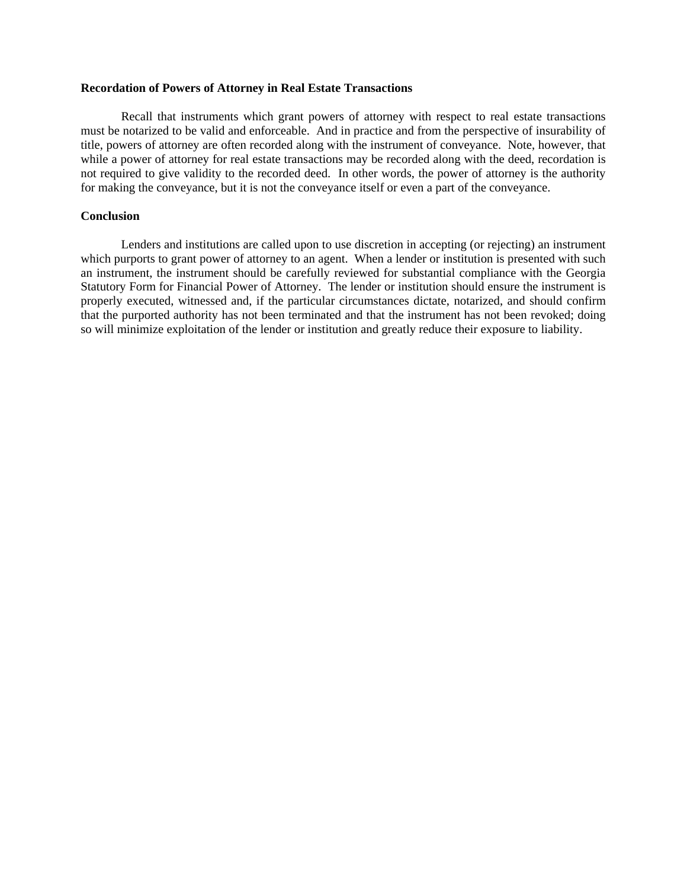**Recordation of Powers of Attorney in Real Estate Transactions**

Recall that instruments which grant powers of attorney with respect to real estate transactions must be notarized to be valid and enforceable. And in practice and from the perspective of insurability of title, powers of attorney are often recorded along with the instrument of conveyance. Note, however, that while a power of attorney for real estate transactions may be recorded along with the deed, recordation is not required to give validity to the recorded deed. In other words, the power of attorney is the authority for making the conveyance, but it is not the conveyance itself or even a part of the conveyance.

**Conclusion**

Lenders and institutions are called upon to use discretion in accepting (or rejecting) an instrument which purports to grant power of attorney to an agent. When a lender or institution is presented with such an instrument, the instrument should be carefully reviewed for substantial compliance with the Georgia Statutory Form for Financial Power of Attorney. The lender or institution should ensure the instrument is properly executed, witnessed and, if the particular circumstances dictate, notarized, and should confirm that the purported authority has not been terminated and that the instrument has not been revoked; doing so will minimize exploitation of the lender or institution and greatly reduce their exposure to liability.